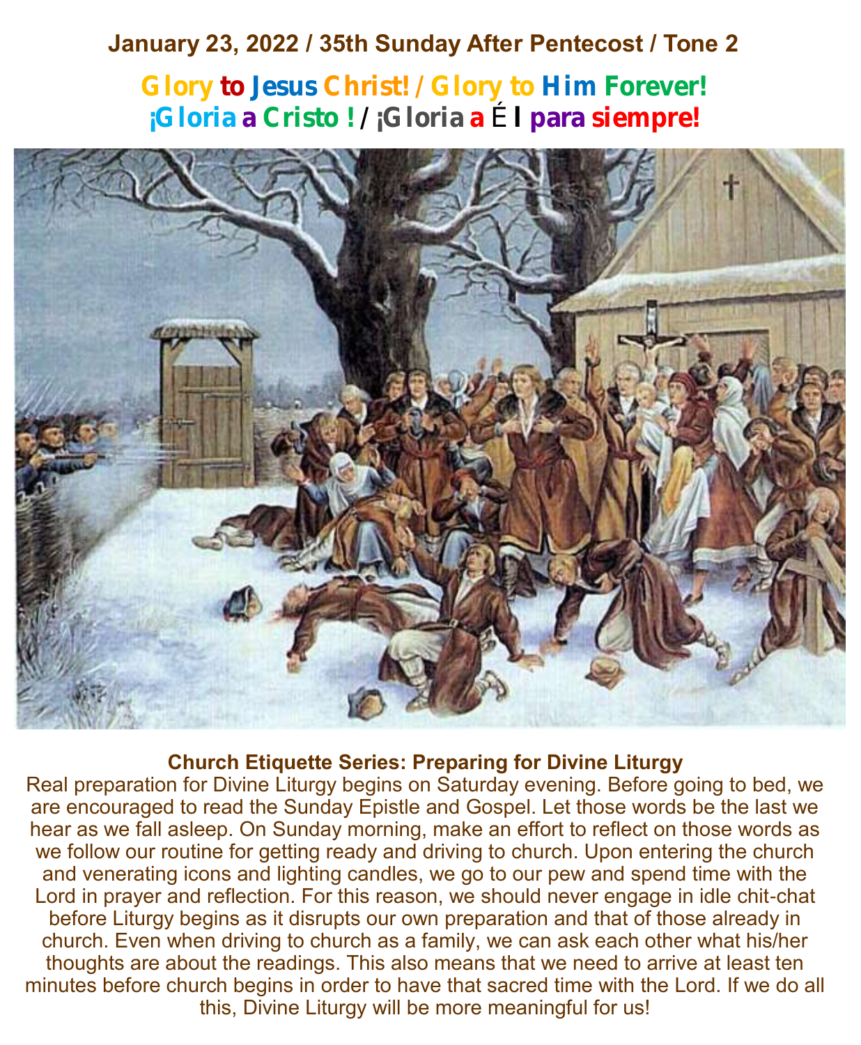**January 23, 2022 / 35th Sunday After Pentecost / Tone 2**

**Glory to Jesus Christ! / Glory to Him Forever!**
**¡Gloria a Cristo ! / ¡Gloria a Él para siempre!**

**Church Etiquette Series: Preparing for Divine Liturgy**

Real preparation for Divine Liturgy begins on Saturday evening. Before going to bed, we are encouraged to read the Sunday Epistle and Gospel. Let those words be the last we hear as we fall asleep. On Sunday morning, make an effort to reflect on those words as we follow our routine for getting ready and driving to church. Upon entering the church and venerating icons and lighting candles, we go to our pew and spend time with the Lord in prayer and reflection. For this reason, we should never engage in idle chit-chat before Liturgy begins as it disrupts our own preparation and that of those already in church. Even when driving to church as a family, we can ask each other what his/her thoughts are about the readings. This also means that we need to arrive at least ten minutes before church begins in order to have that sacred time with the Lord. If we do all this, Divine Liturgy will be more meaningful for us!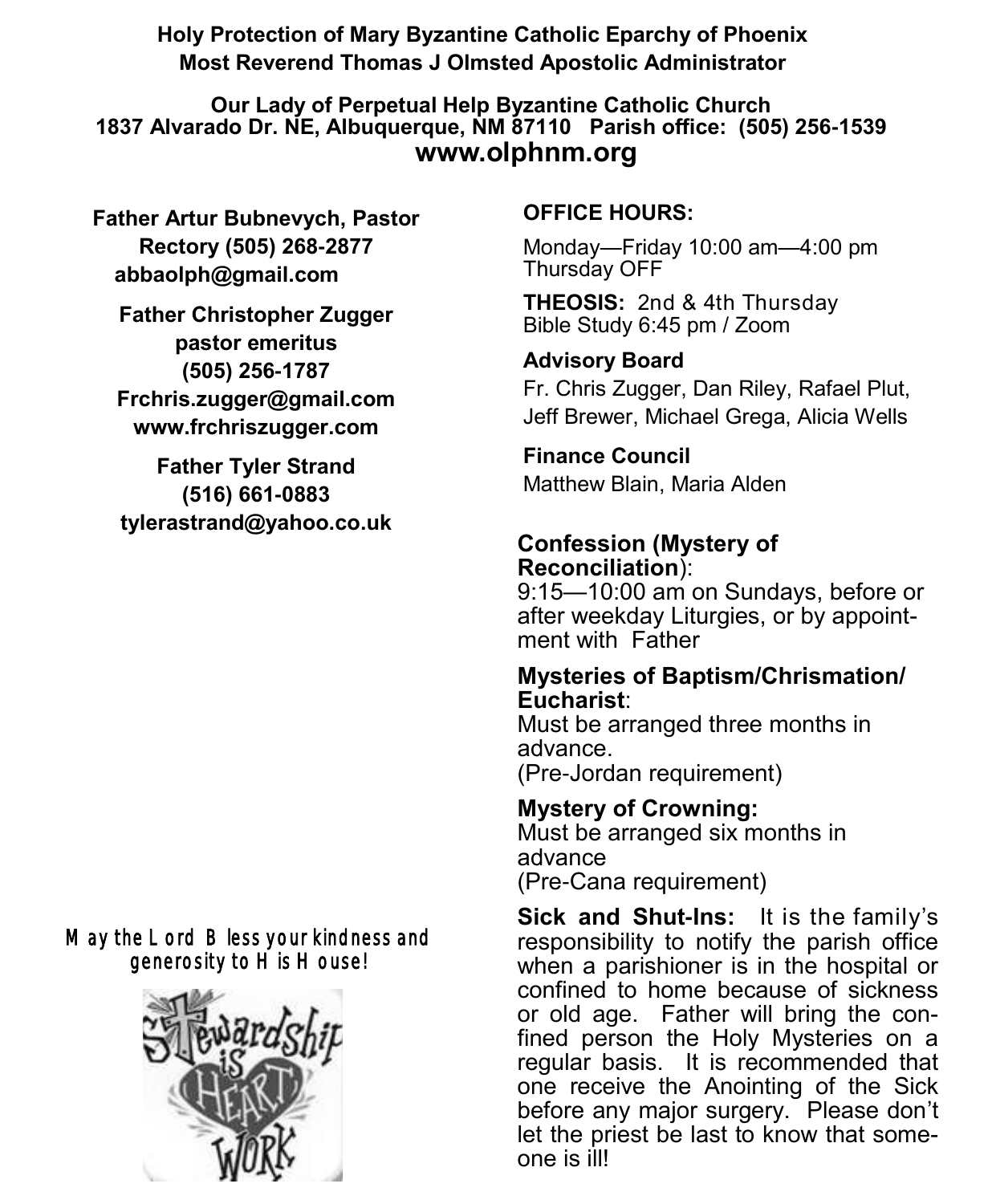**Holy Protection of Mary Byzantine Catholic Eparchy of Phoenix**
**Most Reverend Thomas J Olmsted Apostolic Administrator**

**Our Lady of Perpetual Help Byzantine Catholic Church**
**1837 Alvarado Dr. NE, Albuquerque, NM 87110 Parish office: (505) 256-1539**
**www.olphnm.org**

**Father Artur Bubnevych, Pastor**
**Rectory (505) 268-2877**
**abbaolph@gmail.com**

**Father Christopher Zugger**
**pastor emeritus**
**(505) 256-1787**
**Frchris.zugger@gmail.com**
**www.frchriszugger.com**

**Father Tyler Strand**
**(516) 661-0883**
**tylerastrand@yahoo.co.uk**

May the Lord Bless your kindness and generosity to His House!

Stewardship is Heart Work

**OFFICE HOURS:**

Monday—Friday 10:00 am—4:00 pm
Thursday OFF

**THEOSIS:** 2nd & 4th Thursday
Bible Study 6:45 pm / Zoom

**Advisory Board**
Fr. Chris Zugger, Dan Riley, Rafael Plut, Jeff Brewer, Michael Grega, Alicia Wells

**Finance Council**
Matthew Blain, Maria Alden

**Confession (Mystery of Reconciliation)**:
9:15—10:00 am on Sundays, before or after weekday Liturgies, or by appointment with Father

**Mysteries of Baptism/Chrismation/ Eucharist**:
Must be arranged three months in advance.
(Pre-Jordan requirement)

**Mystery of Crowning:**
Must be arranged six months in advance
(Pre-Cana requirement)

**Sick and Shut-Ins:** It is the family's responsibility to notify the parish office when a parishioner is in the hospital or confined to home because of sickness or old age. Father will bring the confined person the Holy Mysteries on a regular basis. It is recommended that one receive the Anointing of the Sick before any major surgery. Please don't let the priest be last to know that someone is ill!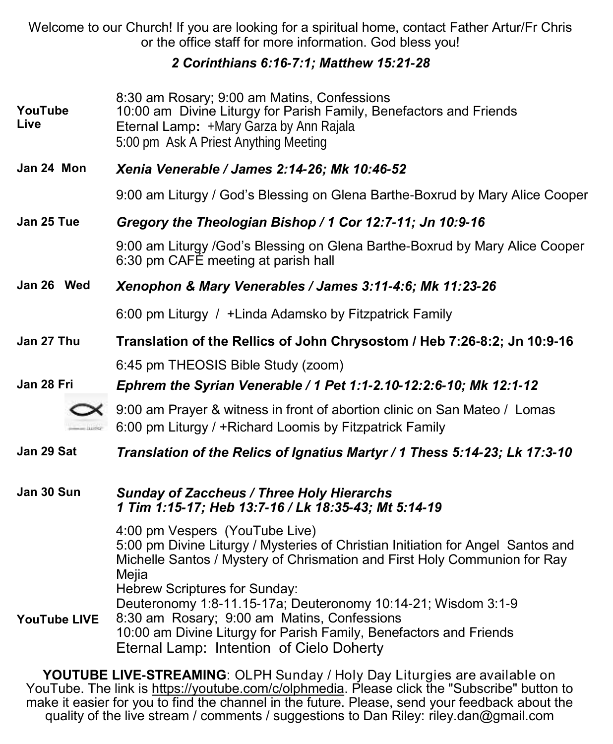Welcome to our Church! If you are looking for a spiritual home, contact Father Artur/Fr Chris or the office staff for more information. God bless you!

***2 Corinthians 6:16-7:1; Matthew 15:21-28***

| | |
|---|---|
| **YouTube Live** | 8:30 am Rosary; 9:00 am Matins, Confessions<br>10:00 am Divine Liturgy for Parish Family, Benefactors and Friends<br>Eternal Lamp**:** +Mary Garza by Ann Rajala<br>5:00 pm Ask A Priest Anything Meeting |
| **Jan 24 Mon** | ***Xenia Venerable / James 2:14-26; Mk 10:46-52***<br>9:00 am Liturgy / God's Blessing on Glena Barthe-Boxrud by Mary Alice Cooper |
| **Jan 25 Tue** | ***Gregory the Theologian Bishop / 1 Cor 12:7-11; Jn 10:9-16***<br>9:00 am Liturgy /God's Blessing on Glena Barthe-Boxrud by Mary Alice Cooper<br>6:30 pm CAFÉ meeting at parish hall |
| **Jan 26 Wed** | ***Xenophon & Mary Venerables / James 3:11-4:6; Mk 11:23-26***<br>6:00 pm Liturgy / +Linda Adamsko by Fitzpatrick Family |
| **Jan 27 Thu** | **Translation of the Rellics of John Chrysostom / Heb 7:26-8:2; Jn 10:9-16**<br>6:45 pm THEOSIS Bible Study (zoom) |
| **Jan 28 Fri** | ***Ephrem the Syrian Venerable / 1 Pet 1:1-2.10-12:2:6-10; Mk 12:1-12***<br>9:00 am Prayer & witness in front of abortion clinic on San Mateo / Lomas<br>6:00 pm Liturgy / +Richard Loomis by Fitzpatrick Family |
| **Jan 29 Sat** | ***Translation of the Relics of Ignatius Martyr / 1 Thess 5:14-23; Lk 17:3-10*** |
| **Jan 30 Sun** | ***Sunday of Zaccheus / Three Holy Hierarchs***<br>***1 Tim 1:15-17; Heb 13:7-16 / Lk 18:35-43; Mt 5:14-19***<br>4:00 pm Vespers (YouTube Live)<br>5:00 pm Divine Liturgy / Mysteries of Christian Initiation for Angel Santos and Michelle Santos / Mystery of Chrismation and First Holy Communion for Ray Mejia<br>Hebrew Scriptures for Sunday:<br>Deuteronomy 1:8-11.15-17a; Deuteronomy 10:14-21; Wisdom 3:1-9 |
| **YouTube LIVE** | 8:30 am Rosary; 9:00 am Matins, Confessions<br>10:00 am Divine Liturgy for Parish Family, Benefactors and Friends<br>Eternal Lamp: Intention of Cielo Doherty |

**YOUTUBE LIVE-STREAMING**: OLPH Sunday / Holy Day Liturgies are available on YouTube. The link is https://youtube.com/c/olphmedia. Please click the "Subscribe" button to make it easier for you to find the channel in the future. Please, send your feedback about the quality of the live stream / comments / suggestions to Dan Riley: riley.dan@gmail.com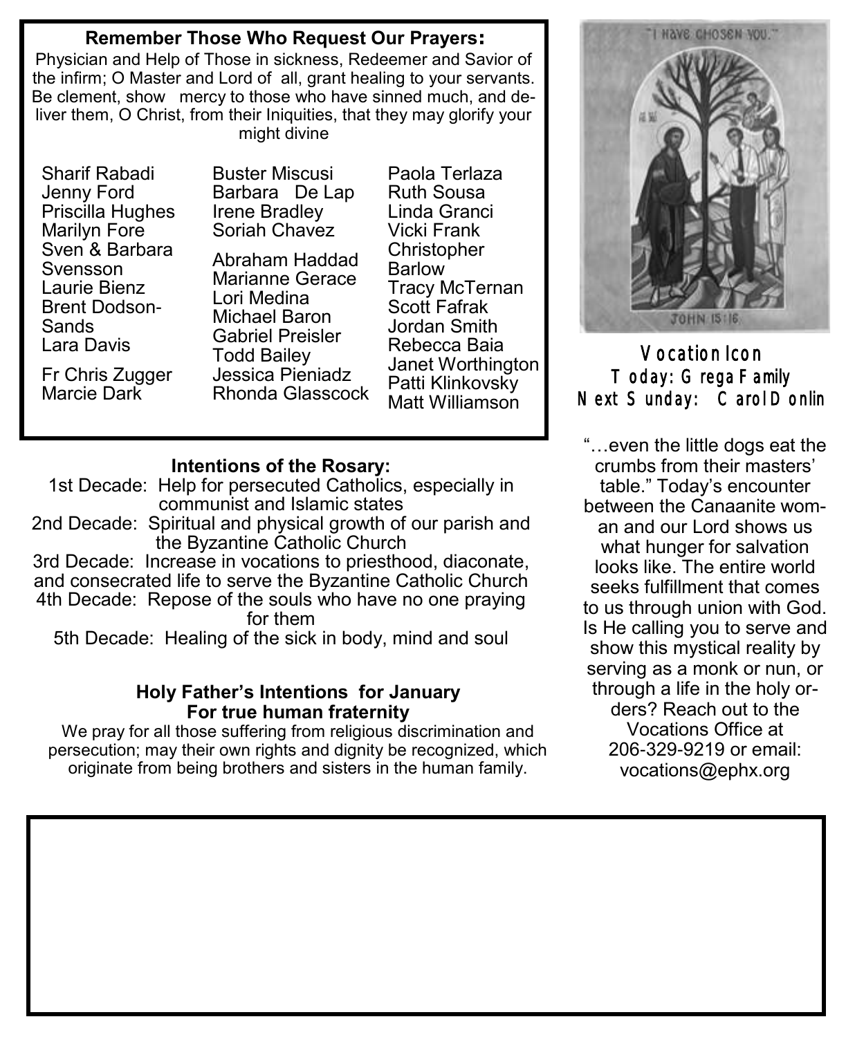## Remember Those Who Request Our Prayers:

Physician and Help of Those in sickness, Redeemer and Savior of the infirm; O Master and Lord of all, grant healing to your servants. Be clement, show mercy to those who have sinned much, and deliver them, O Christ, from their Iniquities, that they may glorify your might divine

Sharif Rabadi
Jenny Ford
Priscilla Hughes
Marilyn Fore
Sven & Barbara Svensson
Laurie Bienz
Brent Dodson-Sands
Lara Davis

Fr Chris Zugger
Marcie Dark

Buster Miscusi
Barbara De Lap
Irene Bradley
Soriah Chavez

Abraham Haddad
Marianne Gerace
Lori Medina
Michael Baron
Gabriel Preisler
Todd Bailey
Jessica Pieniadz
Rhonda Glasscock

Paola Terlaza
Ruth Sousa
Linda Granci
Vicki Frank
Christopher Barlow
Tracy McTernan
Scott Fafrak
Jordan Smith
Rebecca Baia
Janet Worthington
Patti Klinkovsky
Matt Williamson

## Intentions of the Rosary:

1st Decade: Help for persecuted Catholics, especially in communist and Islamic states
2nd Decade: Spiritual and physical growth of our parish and the Byzantine Catholic Church
3rd Decade: Increase in vocations to priesthood, diaconate, and consecrated life to serve the Byzantine Catholic Church
4th Decade: Repose of the souls who have no one praying for them
5th Decade: Healing of the sick in body, mind and soul

## Holy Father's Intentions for January
## For true human fraternity

We pray for all those suffering from religious discrimination and persecution; may their own rights and dignity be recognized, which originate from being brothers and sisters in the human family.

## Vocation Icon

Today: Grega Family
Next Sunday: Carol Donlin

"…even the little dogs eat the crumbs from their masters' table." Today's encounter between the Canaanite woman and our Lord shows us what hunger for salvation looks like. The entire world seeks fulfillment that comes to us through union with God. Is He calling you to serve and show this mystical reality by serving as a monk or nun, or through a life in the holy orders? Reach out to the Vocations Office at 206-329-9219 or email: vocations@ephx.org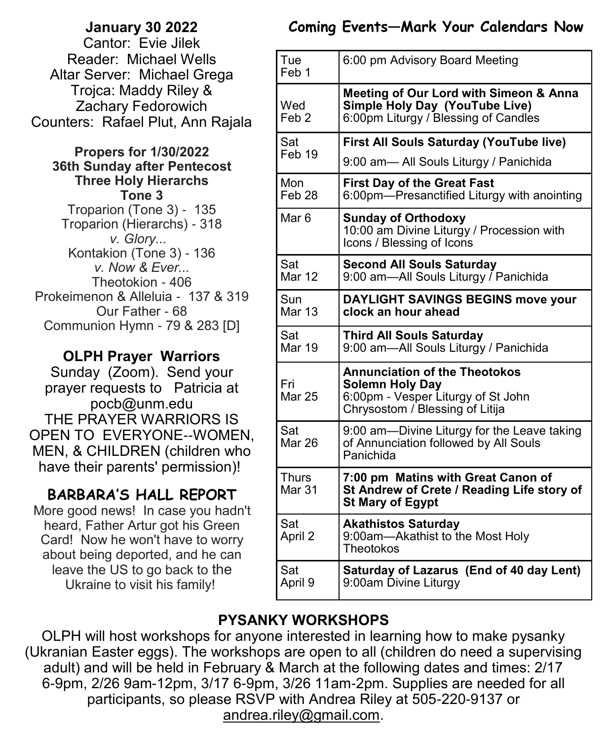## January 30 2022

Cantor: Evie Jilek
Reader: Michael Wells
Altar Server: Michael Grega
Trojca: Maddy Riley & Zachary Fedorowich
Counters: Rafael Plut, Ann Rajala

**Propers for 1/30/2022**
**36th Sunday after Pentecost**
**Three Holy Hierarchs**
**Tone 3**

Troparion (Tone 3) - 135
Troparion (Hierarchs) - 318
*v. Glory...*
Kontakion (Tone 3) - 136
*v. Now & Ever...*
Theotokion - 406
Prokeimenon & Alleluia - 137 & 319
Our Father - 68
Communion Hymn - 79 & 283 [D]

## OLPH Prayer Warriors

Sunday (Zoom). Send your prayer requests to Patricia at pocb@unm.edu
THE PRAYER WARRIORS IS OPEN TO EVERYONE--WOMEN, MEN, & CHILDREN (children who have their parents' permission)!

## BARBARA'S HALL REPORT

More good news! In case you hadn't heard, Father Artur got his Green Card! Now he won't have to worry about being deported, and he can leave the US to go back to the Ukraine to visit his family!

## Coming Events—Mark Your Calendars Now

| Date | Event |
|---|---|
| Tue Feb 1 | 6:00 pm Advisory Board Meeting |
| Wed Feb 2 | **Meeting of Our Lord with Simeon & Anna Simple Holy Day (YouTube Live)** 6:00pm Liturgy / Blessing of Candles |
| Sat Feb 19 | **First All Souls Saturday (YouTube live)** 9:00 am— All Souls Liturgy / Panichida |
| Mon Feb 28 | **First Day of the Great Fast** 6:00pm—Presanctified Liturgy with anointing |
| Mar 6 | **Sunday of Orthodoxy** 10:00 am Divine Liturgy / Procession with Icons / Blessing of Icons |
| Sat Mar 12 | **Second All Souls Saturday** 9:00 am—All Souls Liturgy / Panichida |
| Sun Mar 13 | **DAYLIGHT SAVINGS BEGINS move your clock an hour ahead** |
| Sat Mar 19 | **Third All Souls Saturday** 9:00 am—All Souls Liturgy / Panichida |
| Fri Mar 25 | **Annunciation of the Theotokos Solemn Holy Day** 6:00pm - Vesper Liturgy of St John Chrysostom / Blessing of Litija |
| Sat Mar 26 | 9:00 am—Divine Liturgy for the Leave taking of Annunciation followed by All Souls Panichida |
| Thurs Mar 31 | **7:00 pm Matins with Great Canon of St Andrew of Crete / Reading Life story of St Mary of Egypt** |
| Sat April 2 | **Akathistos Saturday** 9:00am—Akathist to the Most Holy Theotokos |
| Sat April 9 | **Saturday of Lazarus (End of 40 day Lent)** 9:00am Divine Liturgy |

## PYSANKY WORKSHOPS

OLPH will host workshops for anyone interested in learning how to make pysanky (Ukranian Easter eggs). The workshops are open to all (children do need a supervising adult) and will be held in February & March at the following dates and times: 2/17 6-9pm, 2/26 9am-12pm, 3/17 6-9pm, 3/26 11am-2pm. Supplies are needed for all participants, so please RSVP with Andrea Riley at 505-220-9137 or andrea.riley@gmail.com.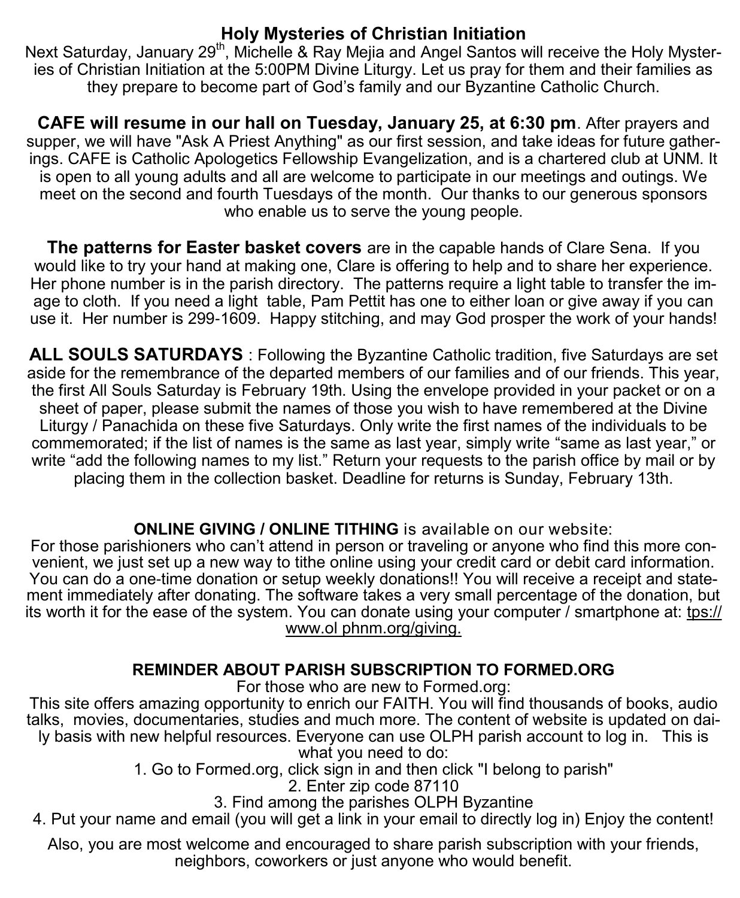## Holy Mysteries of Christian Initiation

Next Saturday, January 29th, Michelle & Ray Mejia and Angel Santos will receive the Holy Mysteries of Christian Initiation at the 5:00PM Divine Liturgy. Let us pray for them and their families as they prepare to become part of God's family and our Byzantine Catholic Church.

**CAFE will resume in our hall on Tuesday, January 25, at 6:30 pm**. After prayers and supper, we will have "Ask A Priest Anything" as our first session, and take ideas for future gatherings. CAFE is Catholic Apologetics Fellowship Evangelization, and is a chartered club at UNM. It is open to all young adults and all are welcome to participate in our meetings and outings. We meet on the second and fourth Tuesdays of the month. Our thanks to our generous sponsors who enable us to serve the young people.

**The patterns for Easter basket covers** are in the capable hands of Clare Sena. If you would like to try your hand at making one, Clare is offering to help and to share her experience. Her phone number is in the parish directory. The patterns require a light table to transfer the image to cloth. If you need a light table, Pam Pettit has one to either loan or give away if you can use it. Her number is 299-1609. Happy stitching, and may God prosper the work of your hands!

**ALL SOULS SATURDAYS** : Following the Byzantine Catholic tradition, five Saturdays are set aside for the remembrance of the departed members of our families and of our friends. This year, the first All Souls Saturday is February 19th. Using the envelope provided in your packet or on a sheet of paper, please submit the names of those you wish to have remembered at the Divine Liturgy / Panachida on these five Saturdays. Only write the first names of the individuals to be commemorated; if the list of names is the same as last year, simply write "same as last year," or write "add the following names to my list." Return your requests to the parish office by mail or by placing them in the collection basket. Deadline for returns is Sunday, February 13th.

**ONLINE GIVING / ONLINE TITHING** is available on our website:

For those parishioners who can't attend in person or traveling or anyone who find this more convenient, we just set up a new way to tithe online using your credit card or debit card information. You can do a one-time donation or setup weekly donations!! You will receive a receipt and statement immediately after donating. The software takes a very small percentage of the donation, but its worth it for the ease of the system. You can donate using your computer / smartphone at: tps://www.ol phnm.org/giving.

**REMINDER ABOUT PARISH SUBSCRIPTION TO FORMED.ORG**

For those who are new to Formed.org:

This site offers amazing opportunity to enrich our FAITH. You will find thousands of books, audio talks, movies, documentaries, studies and much more. The content of website is updated on daily basis with new helpful resources. Everyone can use OLPH parish account to log in. This is what you need to do:

1. Go to Formed.org, click sign in and then click "I belong to parish"
2. Enter zip code 87110
3. Find among the parishes OLPH Byzantine
4. Put your name and email (you will get a link in your email to directly log in) Enjoy the content!

Also, you are most welcome and encouraged to share parish subscription with your friends, neighbors, coworkers or just anyone who would benefit.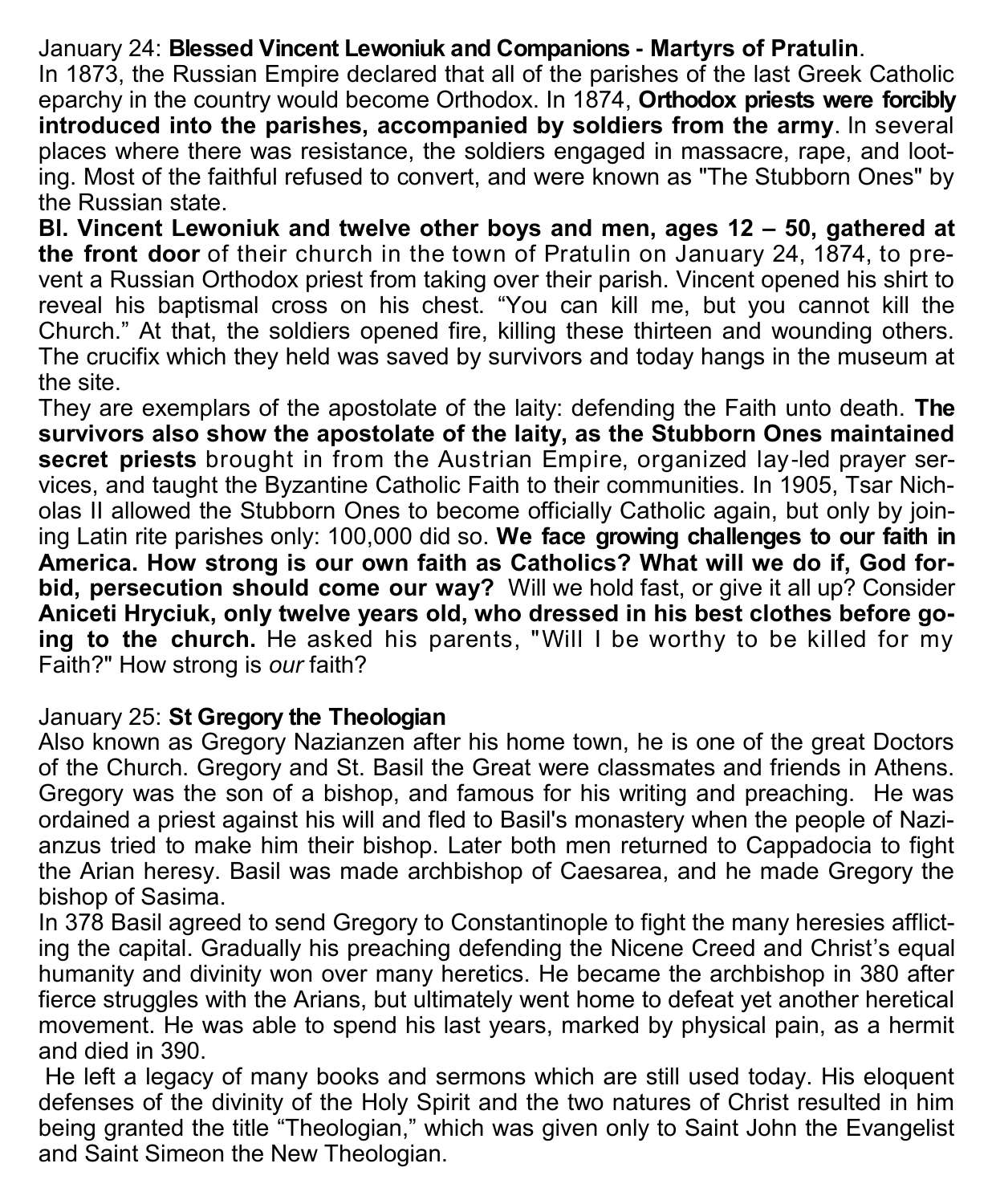January 24: **Blessed Vincent Lewoniuk and Companions - Martyrs of Pratulin**.

In 1873, the Russian Empire declared that all of the parishes of the last Greek Catholic eparchy in the country would become Orthodox. In 1874, **Orthodox priests were forcibly introduced into the parishes, accompanied by soldiers from the army**. In several places where there was resistance, the soldiers engaged in massacre, rape, and looting. Most of the faithful refused to convert, and were known as "The Stubborn Ones" by the Russian state.

**Bl. Vincent Lewoniuk and twelve other boys and men, ages 12 – 50, gathered at the front door** of their church in the town of Pratulin on January 24, 1874, to prevent a Russian Orthodox priest from taking over their parish. Vincent opened his shirt to reveal his baptismal cross on his chest. "You can kill me, but you cannot kill the Church." At that, the soldiers opened fire, killing these thirteen and wounding others. The crucifix which they held was saved by survivors and today hangs in the museum at the site.

They are exemplars of the apostolate of the laity: defending the Faith unto death. **The survivors also show the apostolate of the laity, as the Stubborn Ones maintained secret priests** brought in from the Austrian Empire, organized lay-led prayer services, and taught the Byzantine Catholic Faith to their communities. In 1905, Tsar Nicholas II allowed the Stubborn Ones to become officially Catholic again, but only by joining Latin rite parishes only: 100,000 did so. **We face growing challenges to our faith in America. How strong is our own faith as Catholics? What will we do if, God forbid, persecution should come our way?** Will we hold fast, or give it all up? Consider **Aniceti Hryciuk, only twelve years old, who dressed in his best clothes before going to the church.** He asked his parents, "Will I be worthy to be killed for my Faith?" How strong is *our* faith?

January 25: **St Gregory the Theologian**

Also known as Gregory Nazianzen after his home town, he is one of the great Doctors of the Church. Gregory and St. Basil the Great were classmates and friends in Athens. Gregory was the son of a bishop, and famous for his writing and preaching. He was ordained a priest against his will and fled to Basil's monastery when the people of Nazianzus tried to make him their bishop. Later both men returned to Cappadocia to fight the Arian heresy. Basil was made archbishop of Caesarea, and he made Gregory the bishop of Sasima.

In 378 Basil agreed to send Gregory to Constantinople to fight the many heresies afflicting the capital. Gradually his preaching defending the Nicene Creed and Christ's equal humanity and divinity won over many heretics. He became the archbishop in 380 after fierce struggles with the Arians, but ultimately went home to defeat yet another heretical movement. He was able to spend his last years, marked by physical pain, as a hermit and died in 390.

He left a legacy of many books and sermons which are still used today. His eloquent defenses of the divinity of the Holy Spirit and the two natures of Christ resulted in him being granted the title "Theologian," which was given only to Saint John the Evangelist and Saint Simeon the New Theologian.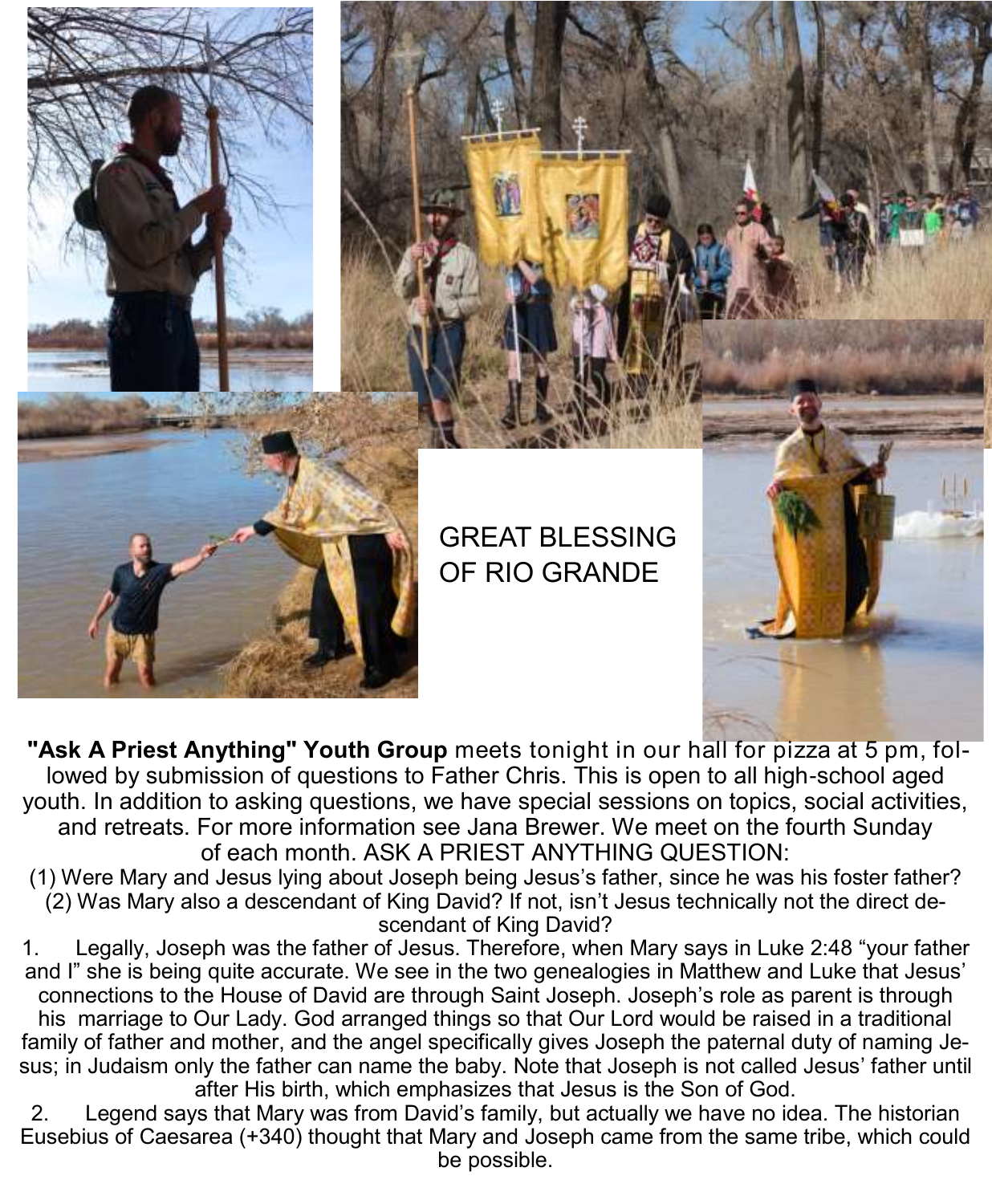GREAT BLESSING OF RIO GRANDE

**"Ask A Priest Anything" Youth Group** meets tonight in our hall for pizza at 5 pm, followed by submission of questions to Father Chris. This is open to all high-school aged youth. In addition to asking questions, we have special sessions on topics, social activities, and retreats. For more information see Jana Brewer. We meet on the fourth Sunday of each month. ASK A PRIEST ANYTHING QUESTION:

(1) Were Mary and Jesus lying about Joseph being Jesus's father, since he was his foster father? (2) Was Mary also a descendant of King David? If not, isn't Jesus technically not the direct descendant of King David?

1. Legally, Joseph was the father of Jesus. Therefore, when Mary says in Luke 2:48 "your father and I" she is being quite accurate. We see in the two genealogies in Matthew and Luke that Jesus' connections to the House of David are through Saint Joseph. Joseph's role as parent is through his marriage to Our Lady. God arranged things so that Our Lord would be raised in a traditional family of father and mother, and the angel specifically gives Joseph the paternal duty of naming Jesus; in Judaism only the father can name the baby. Note that Joseph is not called Jesus' father until after His birth, which emphasizes that Jesus is the Son of God.

2. Legend says that Mary was from David's family, but actually we have no idea. The historian Eusebius of Caesarea (+340) thought that Mary and Joseph came from the same tribe, which could be possible.